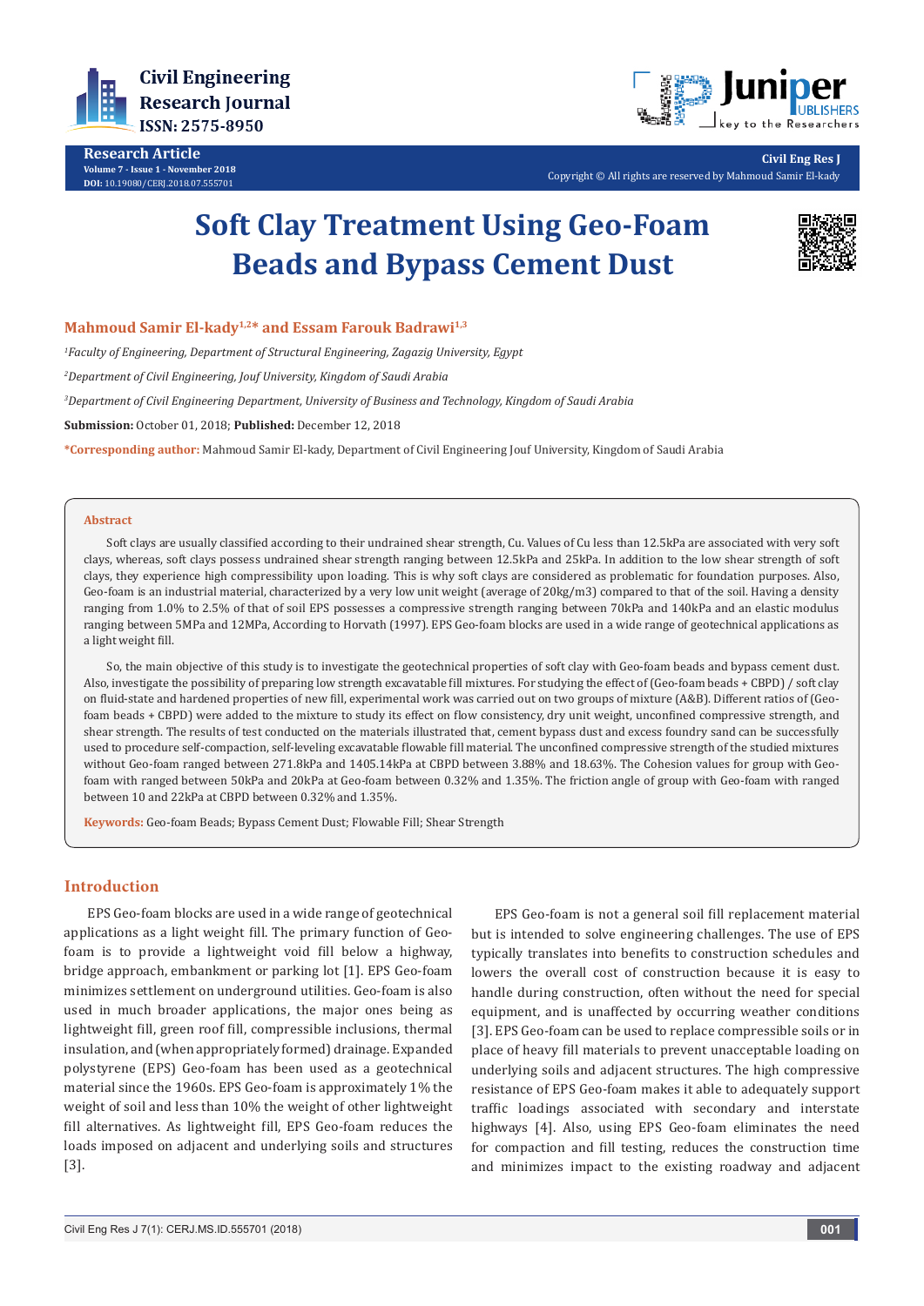Research Article

# Soft Clay Treatment Using Geo-Foam Beads and Bypass Cement Dust

**Mahmoud Samir El-kady[1,2]* and Essam Farouk Badrawi[1,3]**

*[1]Faculty of Engineering, Department of Structural Engineering, Zagazig University, Egypt*

*[2]Department of Civil Engineering, Jouf University, Kingdom of Saudi Arabia*

*[3]Department of Civil Engineering Department, University of Business and Technology, Kingdom of Saudi Arabia*

**Submission:** October 01, 2018; **Published:** December 12, 2018

***Corresponding author:** Mahmoud Samir El-kady, Department of Civil Engineering Jouf University, Kingdom of Saudi Arabia

## Abstract

Soft clays are usually classified according to their undrained shear strength, Cu. Values of Cu less than 12.5kPa are associated with very soft clays, whereas, soft clays possess undrained shear strength ranging between 12.5kPa and 25kPa. In addition to the low shear strength of soft clays, they experience high compressibility upon loading. This is why soft clays are considered as problematic for foundation purposes. Also, Geo-foam is an industrial material, characterized by a very low unit weight (average of 20kg/m3) compared to that of the soil. Having a density ranging from 1.0% to 2.5% of that of soil EPS possesses a compressive strength ranging between 70kPa and 140kPa and an elastic modulus ranging between 5MPa and 12MPa, According to Horvath (1997). EPS Geo-foam blocks are used in a wide range of geotechnical applications as a light weight fill.

So, the main objective of this study is to investigate the geotechnical properties of soft clay with Geo-foam beads and bypass cement dust. Also, investigate the possibility of preparing low strength excavatable fill mixtures. For studying the effect of (Geo-foam beads + CBPD) / soft clay on fluid-state and hardened properties of new fill, experimental work was carried out on two groups of mixture (A&B). Different ratios of (Geo-foam beads + CBPD) were added to the mixture to study its effect on flow consistency, dry unit weight, unconfined compressive strength, and shear strength. The results of test conducted on the materials illustrated that, cement bypass dust and excess foundry sand can be successfully used to procedure self-compaction, self-leveling excavatable flowable fill material. The unconfined compressive strength of the studied mixtures without Geo-foam ranged between 271.8kPa and 1405.14kPa at CBPD between 3.88% and 18.63%. The Cohesion values for group with Geo-foam with ranged between 50kPa and 20kPa at Geo-foam between 0.32% and 1.35%. The friction angle of group with Geo-foam with ranged between 10 and 22kPa at CBPD between 0.32% and 1.35%.

**Keywords:** Geo-foam Beads; Bypass Cement Dust; Flowable Fill; Shear Strength

## Introduction

EPS Geo-foam blocks are used in a wide range of geotechnical applications as a light weight fill. The primary function of Geo-foam is to provide a lightweight void fill below a highway, bridge approach, embankment or parking lot [1]. EPS Geo-foam minimizes settlement on underground utilities. Geo-foam is also used in much broader applications, the major ones being as lightweight fill, green roof fill, compressible inclusions, thermal insulation, and (when appropriately formed) drainage. Expanded polystyrene (EPS) Geo-foam has been used as a geotechnical material since the 1960s. EPS Geo-foam is approximately 1% the weight of soil and less than 10% the weight of other lightweight fill alternatives. As lightweight fill, EPS Geo-foam reduces the loads imposed on adjacent and underlying soils and structures [3].

EPS Geo-foam is not a general soil fill replacement material but is intended to solve engineering challenges. The use of EPS typically translates into benefits to construction schedules and lowers the overall cost of construction because it is easy to handle during construction, often without the need for special equipment, and is unaffected by occurring weather conditions [3]. EPS Geo-foam can be used to replace compressible soils or in place of heavy fill materials to prevent unacceptable loading on underlying soils and adjacent structures. The high compressive resistance of EPS Geo-foam makes it able to adequately support traffic loadings associated with secondary and interstate highways [4]. Also, using EPS Geo-foam eliminates the need for compaction and fill testing, reduces the construction time and minimizes impact to the existing roadway and adjacent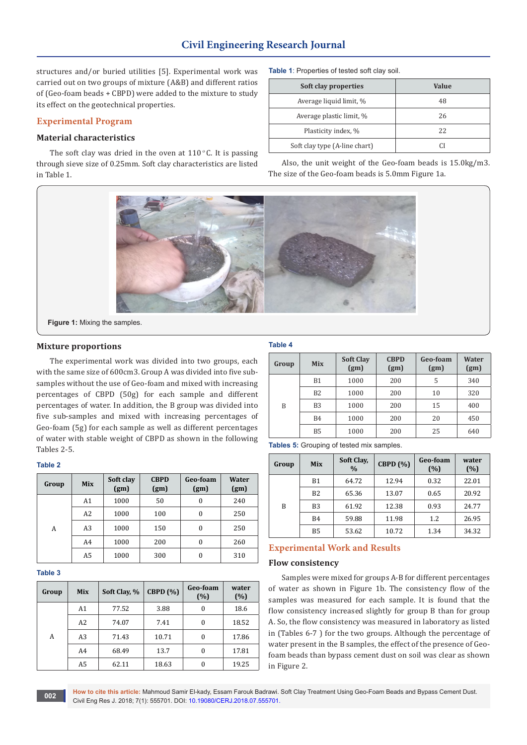structures and/or buried utilities [5]. Experimental work was carried out on two groups of mixture (A&B) and different ratios of (Geo-foam beads + CBPD) were added to the mixture to study its effect on the geotechnical properties.

## Experimental Program

### Material characteristics

The soft clay was dried in the oven at 110 °C. It is passing through sieve size of 0.25mm. Soft clay characteristics are listed in Table 1.

**Table 1**: Properties of tested soft clay soil.

| Soft clay properties | Value |
|---|---|
| Average liquid limit, % | 48 |
| Average plastic limit, % | 26 |
| Plasticity index, % | 22 |
| Soft clay type (A-line chart) | CI |

Also, the unit weight of the Geo-foam beads is 15.0kg/m3. The size of the Geo-foam beads is 5.0mm Figure 1a.

**Figure 1:** Mixing the samples.

### Mixture proportions

The experimental work was divided into two groups, each with the same size of 600cm3. Group A was divided into five sub-samples without the use of Geo-foam and mixed with increasing percentages of CBPD (50g) for each sample and different percentages of water. In addition, the B group was divided into five sub-samples and mixed with increasing percentages of Geo-foam (5g) for each sample as well as different percentages of water with stable weight of CBPD as shown in the following Tables 2-5.

**Table 2**

| Group | Mix | Soft clay (gm) | CBPD (gm) | Geo-foam (gm) | Water (gm) |
|---|---|---|---|---|---|
| A | A1 | 1000 | 50 | 0 | 240 |
| | A2 | 1000 | 100 | 0 | 250 |
| | A3 | 1000 | 150 | 0 | 250 |
| | A4 | 1000 | 200 | 0 | 260 |
| | A5 | 1000 | 300 | 0 | 310 |

**Table 3**

| Group | Mix | Soft Clay, % | CBPD (%) | Geo-foam (%) | water (%) |
|---|---|---|---|---|---|
| A | A1 | 77.52 | 3.88 | 0 | 18.6 |
| | A2 | 74.07 | 7.41 | 0 | 18.52 |
| | A3 | 71.43 | 10.71 | 0 | 17.86 |
| | A4 | 68.49 | 13.7 | 0 | 17.81 |
| | A5 | 62.11 | 18.63 | 0 | 19.25 |

**Table 4**

| Group | Mix | Soft Clay (gm) | CBPD (gm) | Geo-foam (gm) | Water (gm) |
|---|---|---|---|---|---|
| B | B1 | 1000 | 200 | 5 | 340 |
| | B2 | 1000 | 200 | 10 | 320 |
| | B3 | 1000 | 200 | 15 | 400 |
| | B4 | 1000 | 200 | 20 | 450 |
| | B5 | 1000 | 200 | 25 | 640 |

**Tables 5:** Grouping of tested mix samples.

| Group | Mix | Soft Clay, % | CBPD (%) | Geo-foam (%) | water (%) |
|---|---|---|---|---|---|
| B | B1 | 64.72 | 12.94 | 0.32 | 22.01 |
| | B2 | 65.36 | 13.07 | 0.65 | 20.92 |
| | B3 | 61.92 | 12.38 | 0.93 | 24.77 |
| | B4 | 59.88 | 11.98 | 1.2 | 26.95 |
| | B5 | 53.62 | 10.72 | 1.34 | 34.32 |

## Experimental Work and Results

### Flow consistency

Samples were mixed for groups A-B for different percentages of water as shown in Figure 1b. The consistency flow of the samples was measured for each sample. It is found that the flow consistency increased slightly for group B than for group A. So, the flow consistency was measured in laboratory as listed in (Tables 6-7 ) for the two groups. Although the percentage of water present in the B samples, the effect of the presence of Geo-foam beads than bypass cement dust on soil was clear as shown in Figure 2.

**How to cite this article:** Mahmoud Samir El-kady, Essam Farouk Badrawi. Soft Clay Treatment Using Geo-Foam Beads and Bypass Cement Dust. Civil Eng Res J. 2018; 7(1): 555701. DOI: 10.19080/CERJ.2018.07.555701.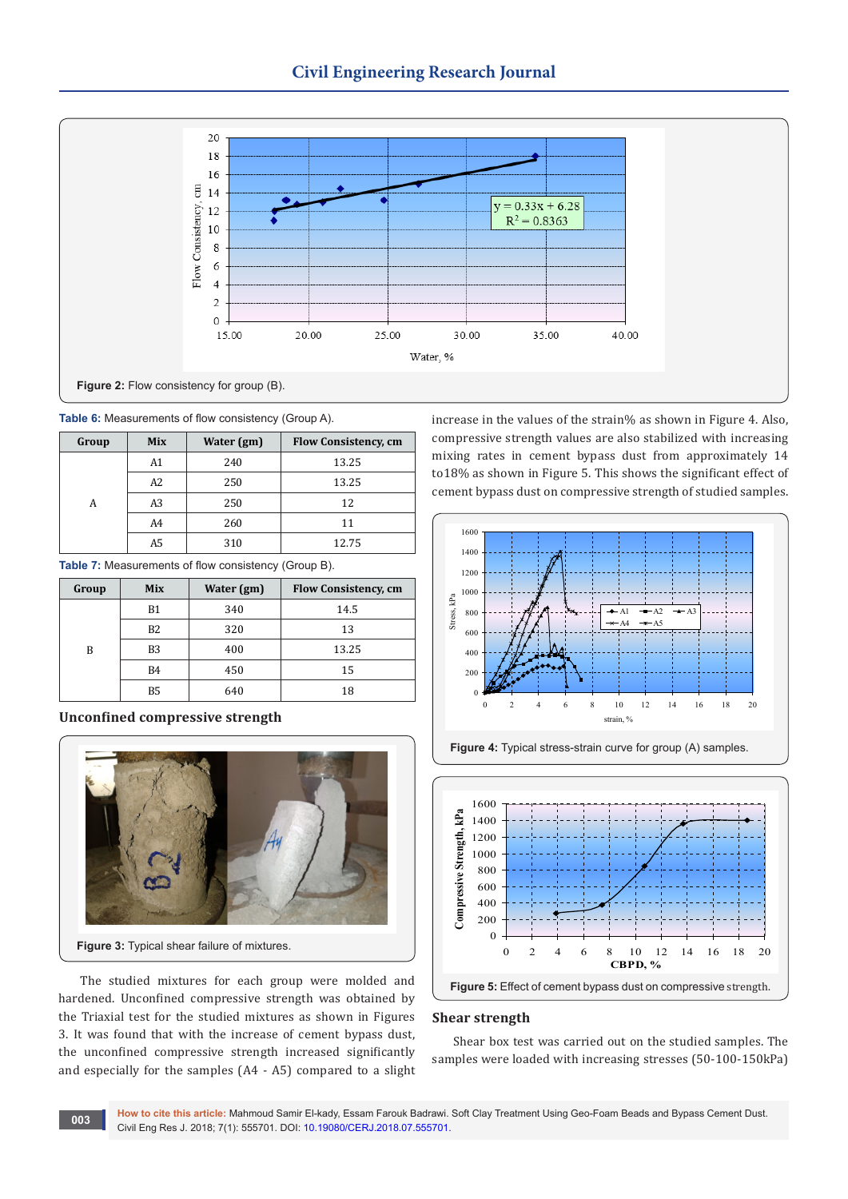Figure 2: Flow consistency for group (B).

Table 6: Measurements of flow consistency (Group A).

| Group | Mix | Water (gm) | Flow Consistency, cm |
|---|---|---|---|
| A | A1 | 240 | 13.25 |
| | A2 | 250 | 13.25 |
| | A3 | 250 | 12 |
| | A4 | 260 | 11 |
| | A5 | 310 | 12.75 |

Table 7: Measurements of flow consistency (Group B).

| Group | Mix | Water (gm) | Flow Consistency, cm |
|---|---|---|---|
| B | B1 | 340 | 14.5 |
| | B2 | 320 | 13 |
| | B3 | 400 | 13.25 |
| | B4 | 450 | 15 |
| | B5 | 640 | 18 |

## Unconfined compressive strength

Figure 3: Typical shear failure of mixtures.

The studied mixtures for each group were molded and hardened. Unconfined compressive strength was obtained by the Triaxial test for the studied mixtures as shown in Figures 3. It was found that with the increase of cement bypass dust, the unconfined compressive strength increased significantly and especially for the samples (A4 - A5) compared to a slight increase in the values of the strain% as shown in Figure 4. Also, compressive strength values are also stabilized with increasing mixing rates in cement bypass dust from approximately 14 to18% as shown in Figure 5. This shows the significant effect of cement bypass dust on compressive strength of studied samples.

Figure 4: Typical stress-strain curve for group (A) samples.

Figure 5: Effect of cement bypass dust on compressive strength.

## Shear strength

Shear box test was carried out on the studied samples. The samples were loaded with increasing stresses (50-100-150kPa)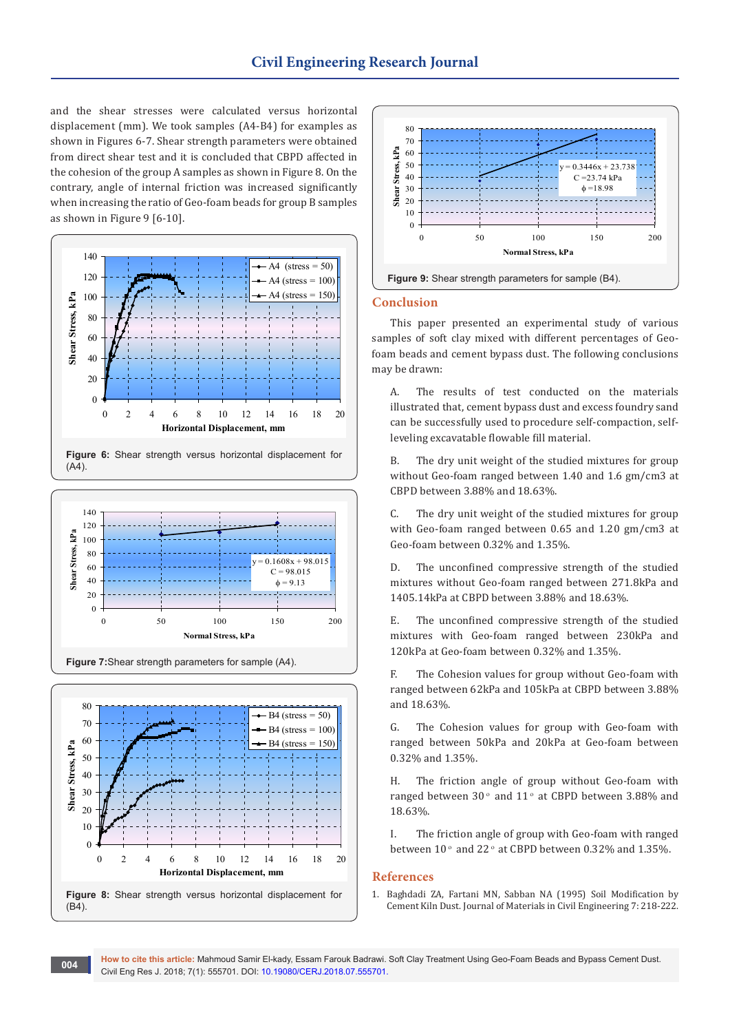and the shear stresses were calculated versus horizontal displacement (mm). We took samples (A4-B4) for examples as shown in Figures 6-7. Shear strength parameters were obtained from direct shear test and it is concluded that CBPD affected in the cohesion of the group A samples as shown in Figure 8. On the contrary, angle of internal friction was increased significantly when increasing the ratio of Geo-foam beads for group B samples as shown in Figure 9 [6-10].

**Figure 6:** Shear strength versus horizontal displacement for (A4).

**Figure 7:** Shear strength parameters for sample (A4).

**Figure 8:** Shear strength versus horizontal displacement for (B4).

**Figure 9:** Shear strength parameters for sample (B4).

## Conclusion

This paper presented an experimental study of various samples of soft clay mixed with different percentages of Geo-foam beads and cement bypass dust. The following conclusions may be drawn:

A. The results of test conducted on the materials illustrated that, cement bypass dust and excess foundry sand can be successfully used to procedure self-compaction, self-leveling excavatable flowable fill material.

B. The dry unit weight of the studied mixtures for group without Geo-foam ranged between 1.40 and 1.6 gm/cm3 at CBPD between 3.88% and 18.63%.

C. The dry unit weight of the studied mixtures for group with Geo-foam ranged between 0.65 and 1.20 gm/cm3 at Geo-foam between 0.32% and 1.35%.

D. The unconfined compressive strength of the studied mixtures without Geo-foam ranged between 271.8kPa and 1405.14kPa at CBPD between 3.88% and 18.63%.

E. The unconfined compressive strength of the studied mixtures with Geo-foam ranged between 230kPa and 120kPa at Geo-foam between 0.32% and 1.35%.

F. The Cohesion values for group without Geo-foam with ranged between 62kPa and 105kPa at CBPD between 3.88% and 18.63%.

G. The Cohesion values for group with Geo-foam with ranged between 50kPa and 20kPa at Geo-foam between 0.32% and 1.35%.

H. The friction angle of group without Geo-foam with ranged between 30° and 11° at CBPD between 3.88% and 18.63%.

I. The friction angle of group with Geo-foam with ranged between 10° and 22° at CBPD between 0.32% and 1.35%.

## References

1. Baghdadi ZA, Fartani MN, Sabban NA (1995) Soil Modification by Cement Kiln Dust. Journal of Materials in Civil Engineering 7: 218-222.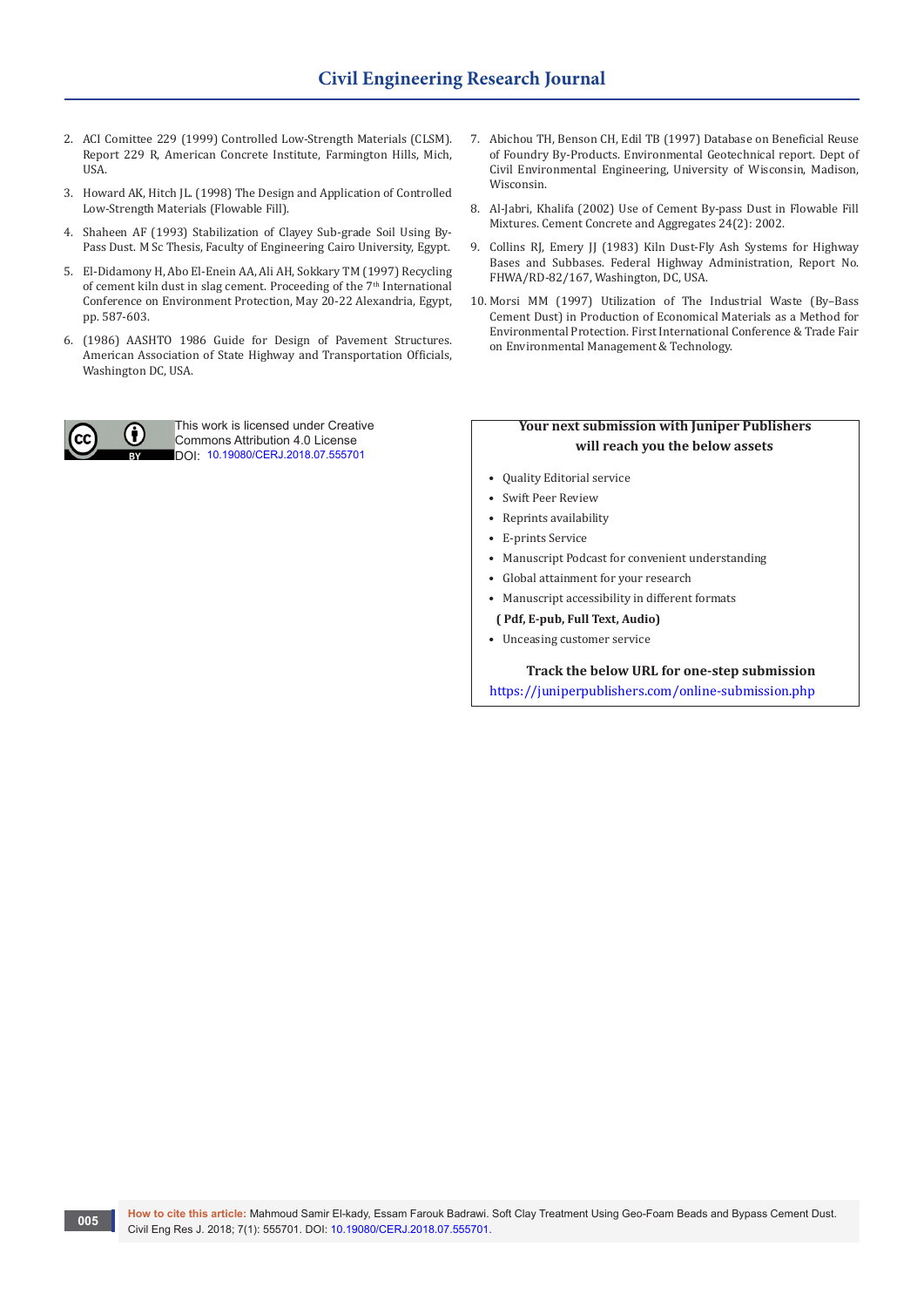2. ACI Comittee 229 (1999) Controlled Low-Strength Materials (CLSM). Report 229 R, American Concrete Institute, Farmington Hills, Mich, USA.
3. Howard AK, Hitch JL. (1998) The Design and Application of Controlled Low-Strength Materials (Flowable Fill).
4. Shaheen AF (1993) Stabilization of Clayey Sub-grade Soil Using By-Pass Dust. M Sc Thesis, Faculty of Engineering Cairo University, Egypt.
5. El-Didamony H, Abo El-Enein AA, Ali AH, Sokkary TM (1997) Recycling of cement kiln dust in slag cement. Proceeding of the 7th International Conference on Environment Protection, May 20-22 Alexandria, Egypt, pp. 587-603.
6. (1986) AASHTO 1986 Guide for Design of Pavement Structures. American Association of State Highway and Transportation Officials, Washington DC, USA.
7. Abichou TH, Benson CH, Edil TB (1997) Database on Beneficial Reuse of Foundry By-Products. Environmental Geotechnical report. Dept of Civil Environmental Engineering, University of Wisconsin, Madison, Wisconsin.
8. Al-Jabri, Khalifa (2002) Use of Cement By-pass Dust in Flowable Fill Mixtures. Cement Concrete and Aggregates 24(2): 2002.
9. Collins RJ, Emery JJ (1983) Kiln Dust-Fly Ash Systems for Highway Bases and Subbases. Federal Highway Administration, Report No. FHWA/RD-82/167, Washington, DC, USA.
10. Morsi MM (1997) Utilization of The Industrial Waste (By–Bass Cement Dust) in Production of Economical Materials as a Method for Environmental Protection. First International Conference & Trade Fair on Environmental Management & Technology.

This work is licensed under Creative Commons Attribution 4.0 License
DOI: 10.19080/CERJ.2018.07.555701

**Your next submission with Juniper Publishers will reach you the below assets**

- Quality Editorial service
- Swift Peer Review
- Reprints availability
- E-prints Service
- Manuscript Podcast for convenient understanding
- Global attainment for your research
- Manuscript accessibility in different formats

**( Pdf, E-pub, Full Text, Audio)**

- Unceasing customer service

**Track the below URL for one-step submission**
https://juniperpublishers.com/online-submission.php

**How to cite this article:** Mahmoud Samir El-kady, Essam Farouk Badrawi. Soft Clay Treatment Using Geo-Foam Beads and Bypass Cement Dust. Civil Eng Res J. 2018; 7(1): 555701. DOI: 10.19080/CERJ.2018.07.555701.